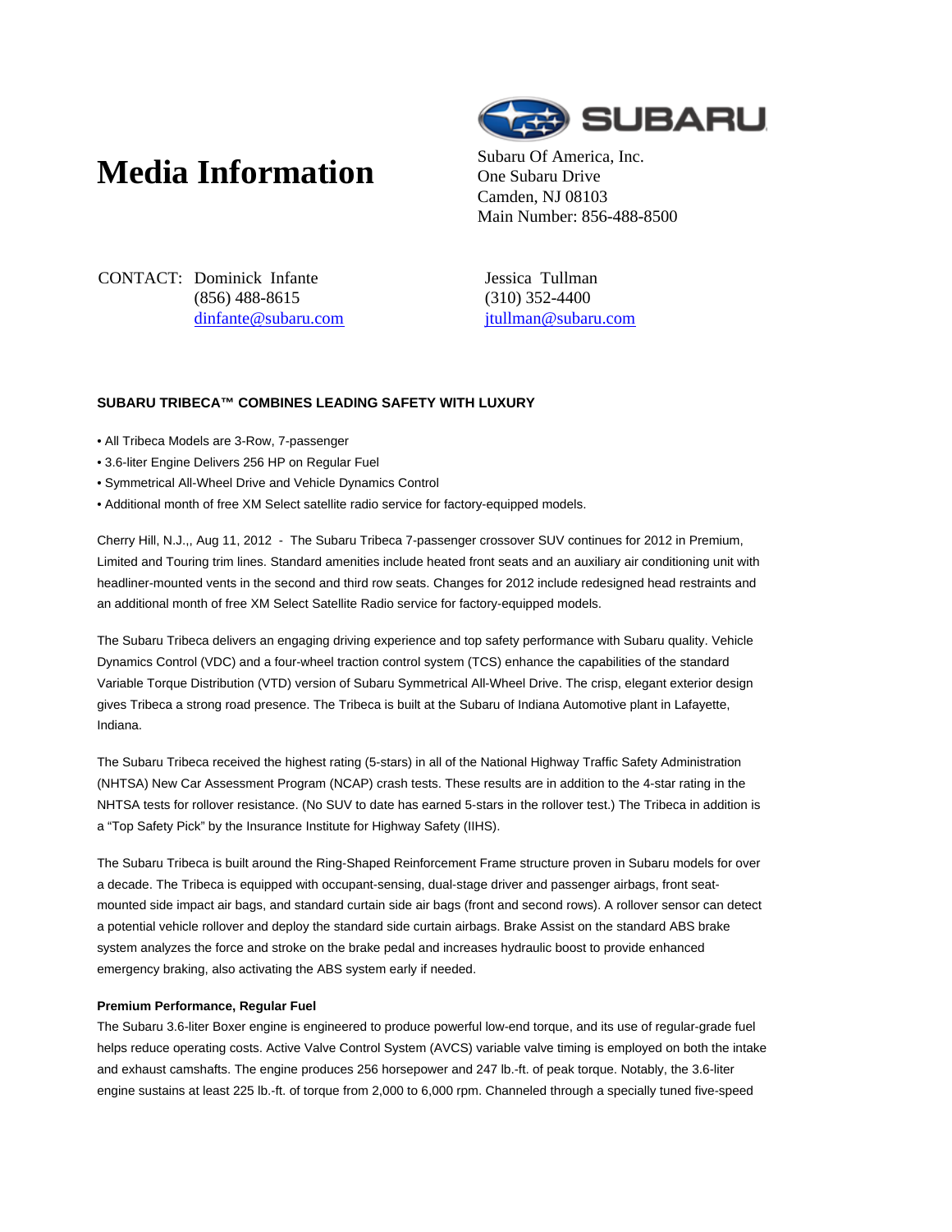# Media Information

SUBARU

Subaru Of America, Inc.
One Subaru Drive
Camden, NJ 08103
Main Number: 856-488-8500

CONTACT: Dominick Infante
(856) 488-8615
dinfante@subaru.com

Jessica Tullman
(310) 352-4400
jtullman@subaru.com

**SUBARU TRIBECA™ COMBINES LEADING SAFETY WITH LUXURY**

• All Tribeca Models are 3-Row, 7-passenger
• 3.6-liter Engine Delivers 256 HP on Regular Fuel
• Symmetrical All-Wheel Drive and Vehicle Dynamics Control
• Additional month of free XM Select satellite radio service for factory-equipped models.

Cherry Hill, N.J.,, Aug 11, 2012 - The Subaru Tribeca 7-passenger crossover SUV continues for 2012 in Premium, Limited and Touring trim lines. Standard amenities include heated front seats and an auxiliary air conditioning unit with headliner-mounted vents in the second and third row seats. Changes for 2012 include redesigned head restraints and an additional month of free XM Select Satellite Radio service for factory-equipped models.

The Subaru Tribeca delivers an engaging driving experience and top safety performance with Subaru quality. Vehicle Dynamics Control (VDC) and a four-wheel traction control system (TCS) enhance the capabilities of the standard Variable Torque Distribution (VTD) version of Subaru Symmetrical All-Wheel Drive. The crisp, elegant exterior design gives Tribeca a strong road presence. The Tribeca is built at the Subaru of Indiana Automotive plant in Lafayette, Indiana.

The Subaru Tribeca received the highest rating (5-stars) in all of the National Highway Traffic Safety Administration (NHTSA) New Car Assessment Program (NCAP) crash tests. These results are in addition to the 4-star rating in the NHTSA tests for rollover resistance. (No SUV to date has earned 5-stars in the rollover test.) The Tribeca in addition is a "Top Safety Pick" by the Insurance Institute for Highway Safety (IIHS).

The Subaru Tribeca is built around the Ring-Shaped Reinforcement Frame structure proven in Subaru models for over a decade. The Tribeca is equipped with occupant-sensing, dual-stage driver and passenger airbags, front seat-mounted side impact air bags, and standard curtain side air bags (front and second rows). A rollover sensor can detect a potential vehicle rollover and deploy the standard side curtain airbags. Brake Assist on the standard ABS brake system analyzes the force and stroke on the brake pedal and increases hydraulic boost to provide enhanced emergency braking, also activating the ABS system early if needed.

**Premium Performance, Regular Fuel**

The Subaru 3.6-liter Boxer engine is engineered to produce powerful low-end torque, and its use of regular-grade fuel helps reduce operating costs. Active Valve Control System (AVCS) variable valve timing is employed on both the intake and exhaust camshafts. The engine produces 256 horsepower and 247 lb.-ft. of peak torque. Notably, the 3.6-liter engine sustains at least 225 lb.-ft. of torque from 2,000 to 6,000 rpm. Channeled through a specially tuned five-speed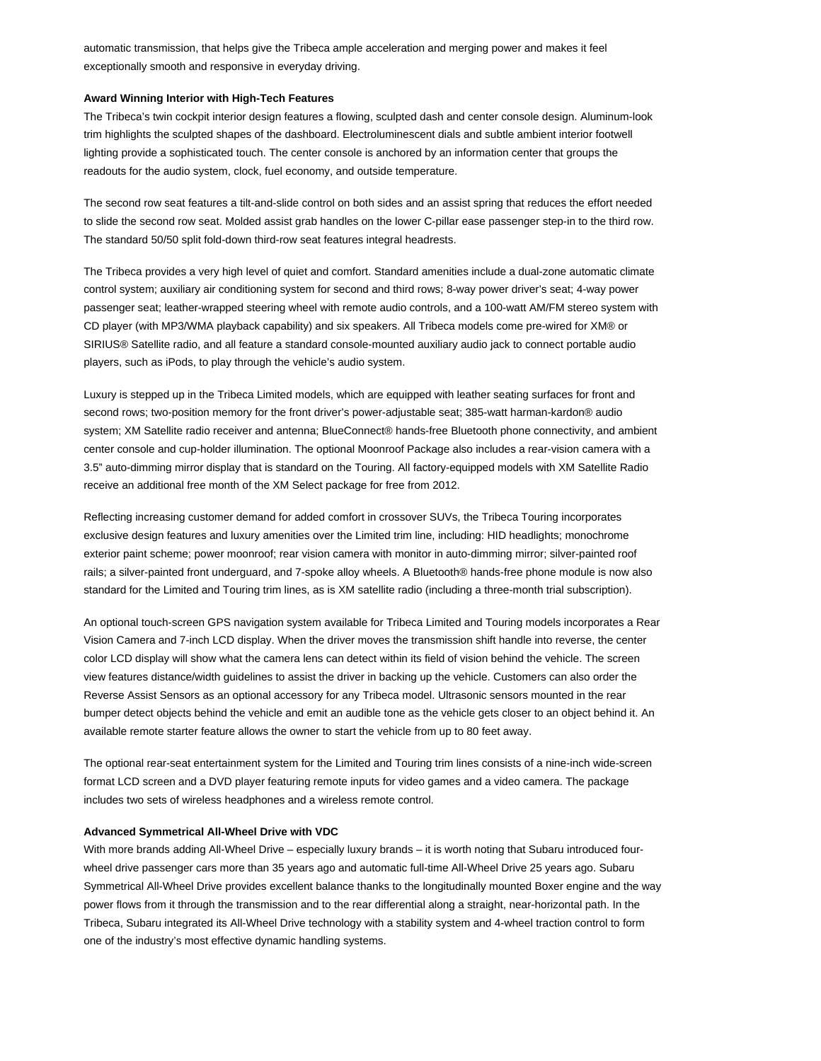automatic transmission, that helps give the Tribeca ample acceleration and merging power and makes it feel exceptionally smooth and responsive in everyday driving.

**Award Winning Interior with High-Tech Features**

The Tribeca's twin cockpit interior design features a flowing, sculpted dash and center console design. Aluminum-look trim highlights the sculpted shapes of the dashboard. Electroluminescent dials and subtle ambient interior footwell lighting provide a sophisticated touch. The center console is anchored by an information center that groups the readouts for the audio system, clock, fuel economy, and outside temperature.

The second row seat features a tilt-and-slide control on both sides and an assist spring that reduces the effort needed to slide the second row seat. Molded assist grab handles on the lower C-pillar ease passenger step-in to the third row. The standard 50/50 split fold-down third-row seat features integral headrests.

The Tribeca provides a very high level of quiet and comfort. Standard amenities include a dual-zone automatic climate control system; auxiliary air conditioning system for second and third rows; 8-way power driver's seat; 4-way power passenger seat; leather-wrapped steering wheel with remote audio controls, and a 100-watt AM/FM stereo system with CD player (with MP3/WMA playback capability) and six speakers. All Tribeca models come pre-wired for XM® or SIRIUS® Satellite radio, and all feature a standard console-mounted auxiliary audio jack to connect portable audio players, such as iPods, to play through the vehicle's audio system.

Luxury is stepped up in the Tribeca Limited models, which are equipped with leather seating surfaces for front and second rows; two-position memory for the front driver's power-adjustable seat; 385-watt harman-kardon® audio system; XM Satellite radio receiver and antenna; BlueConnect® hands-free Bluetooth phone connectivity, and ambient center console and cup-holder illumination. The optional Moonroof Package also includes a rear-vision camera with a 3.5" auto-dimming mirror display that is standard on the Touring. All factory-equipped models with XM Satellite Radio receive an additional free month of the XM Select package for free from 2012.

Reflecting increasing customer demand for added comfort in crossover SUVs, the Tribeca Touring incorporates exclusive design features and luxury amenities over the Limited trim line, including: HID headlights; monochrome exterior paint scheme; power moonroof; rear vision camera with monitor in auto-dimming mirror; silver-painted roof rails; a silver-painted front underguard, and 7-spoke alloy wheels. A Bluetooth® hands-free phone module is now also standard for the Limited and Touring trim lines, as is XM satellite radio (including a three-month trial subscription).

An optional touch-screen GPS navigation system available for Tribeca Limited and Touring models incorporates a Rear Vision Camera and 7-inch LCD display. When the driver moves the transmission shift handle into reverse, the center color LCD display will show what the camera lens can detect within its field of vision behind the vehicle. The screen view features distance/width guidelines to assist the driver in backing up the vehicle. Customers can also order the Reverse Assist Sensors as an optional accessory for any Tribeca model. Ultrasonic sensors mounted in the rear bumper detect objects behind the vehicle and emit an audible tone as the vehicle gets closer to an object behind it. An available remote starter feature allows the owner to start the vehicle from up to 80 feet away.

The optional rear-seat entertainment system for the Limited and Touring trim lines consists of a nine-inch wide-screen format LCD screen and a DVD player featuring remote inputs for video games and a video camera. The package includes two sets of wireless headphones and a wireless remote control.

**Advanced Symmetrical All-Wheel Drive with VDC**

With more brands adding All-Wheel Drive – especially luxury brands – it is worth noting that Subaru introduced four-wheel drive passenger cars more than 35 years ago and automatic full-time All-Wheel Drive 25 years ago. Subaru Symmetrical All-Wheel Drive provides excellent balance thanks to the longitudinally mounted Boxer engine and the way power flows from it through the transmission and to the rear differential along a straight, near-horizontal path. In the Tribeca, Subaru integrated its All-Wheel Drive technology with a stability system and 4-wheel traction control to form one of the industry's most effective dynamic handling systems.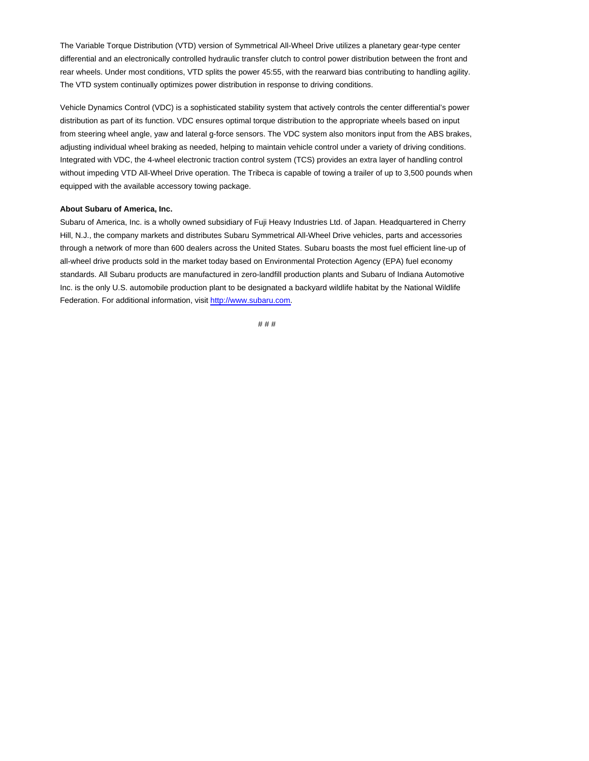The Variable Torque Distribution (VTD) version of Symmetrical All-Wheel Drive utilizes a planetary gear-type center differential and an electronically controlled hydraulic transfer clutch to control power distribution between the front and rear wheels. Under most conditions, VTD splits the power 45:55, with the rearward bias contributing to handling agility. The VTD system continually optimizes power distribution in response to driving conditions.

Vehicle Dynamics Control (VDC) is a sophisticated stability system that actively controls the center differential's power distribution as part of its function. VDC ensures optimal torque distribution to the appropriate wheels based on input from steering wheel angle, yaw and lateral g-force sensors. The VDC system also monitors input from the ABS brakes, adjusting individual wheel braking as needed, helping to maintain vehicle control under a variety of driving conditions. Integrated with VDC, the 4-wheel electronic traction control system (TCS) provides an extra layer of handling control without impeding VTD All-Wheel Drive operation. The Tribeca is capable of towing a trailer of up to 3,500 pounds when equipped with the available accessory towing package.

**About Subaru of America, Inc.**

Subaru of America, Inc. is a wholly owned subsidiary of Fuji Heavy Industries Ltd. of Japan. Headquartered in Cherry Hill, N.J., the company markets and distributes Subaru Symmetrical All-Wheel Drive vehicles, parts and accessories through a network of more than 600 dealers across the United States. Subaru boasts the most fuel efficient line-up of all-wheel drive products sold in the market today based on Environmental Protection Agency (EPA) fuel economy standards. All Subaru products are manufactured in zero-landfill production plants and Subaru of Indiana Automotive Inc. is the only U.S. automobile production plant to be designated a backyard wildlife habitat by the National Wildlife Federation. For additional information, visit [http://www.subaru.com](http://www.subaru.com).

# # #